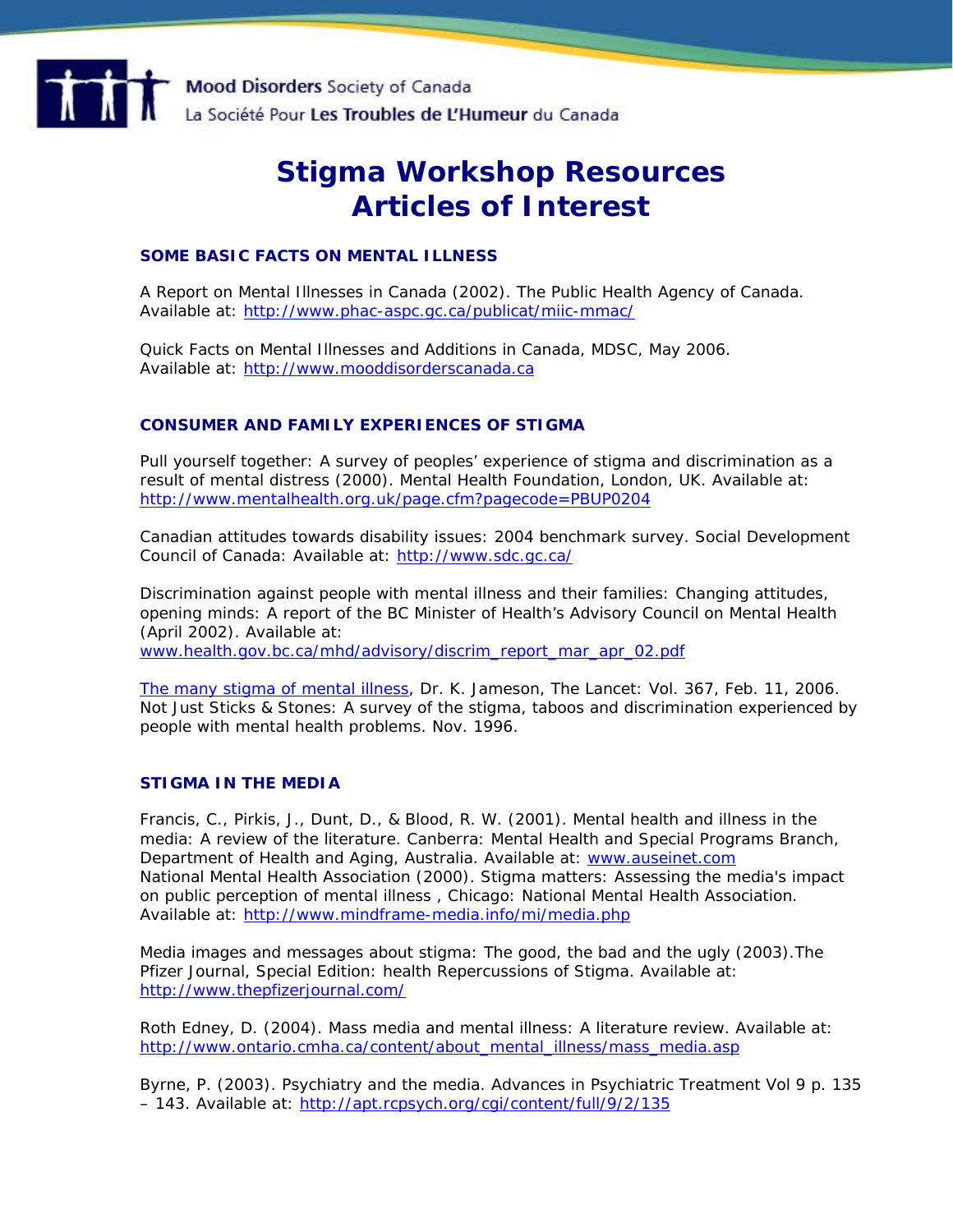Mood Disorders Society of Canada
La Société Pour Les Troubles de L'Humeur du Canada

# Stigma Workshop Resources
# Articles of Interest

## SOME BASIC FACTS ON MENTAL ILLNESS

A Report on Mental Illnesses in Canada (2002). The Public Health Agency of Canada. Available at: http://www.phac-aspc.gc.ca/publicat/miic-mmac/

Quick Facts on Mental Illnesses and Additions in Canada, MDSC, May 2006. Available at: http://www.mooddisorderscanada.ca

## CONSUMER AND FAMILY EXPERIENCES OF STIGMA

Pull yourself together: A survey of peoples' experience of stigma and discrimination as a result of mental distress (2000). Mental Health Foundation, London, UK. Available at: http://www.mentalhealth.org.uk/page.cfm?pagecode=PBUP0204

Canadian attitudes towards disability issues: 2004 benchmark survey. Social Development Council of Canada: Available at: http://www.sdc.gc.ca/

Discrimination against people with mental illness and their families: Changing attitudes, opening minds: A report of the BC Minister of Health's Advisory Council on Mental Health (April 2002). Available at: www.health.gov.bc.ca/mhd/advisory/discrim_report_mar_apr_02.pdf

The many stigma of mental illness, Dr. K. Jameson, The Lancet: Vol. 367, Feb. 11, 2006.
Not Just Sticks & Stones: A survey of the stigma, taboos and discrimination experienced by people with mental health problems. Nov. 1996.

## STIGMA IN THE MEDIA

Francis, C., Pirkis, J., Dunt, D., & Blood, R. W. (2001). Mental health and illness in the media: A review of the literature. Canberra: Mental Health and Special Programs Branch, Department of Health and Aging, Australia. Available at: www.auseinet.com
National Mental Health Association (2000). Stigma matters: Assessing the media's impact on public perception of mental illness , Chicago: National Mental Health Association. Available at: http://www.mindframe-media.info/mi/media.php

Media images and messages about stigma: The good, the bad and the ugly (2003).The Pfizer Journal, Special Edition: health Repercussions of Stigma. Available at: http://www.thepfizerjournal.com/

Roth Edney, D. (2004). Mass media and mental illness: A literature review. Available at: http://www.ontario.cmha.ca/content/about_mental_illness/mass_media.asp

Byrne, P. (2003). Psychiatry and the media. Advances in Psychiatric Treatment Vol 9 p. 135 – 143. Available at: http://apt.rcpsych.org/cgi/content/full/9/2/135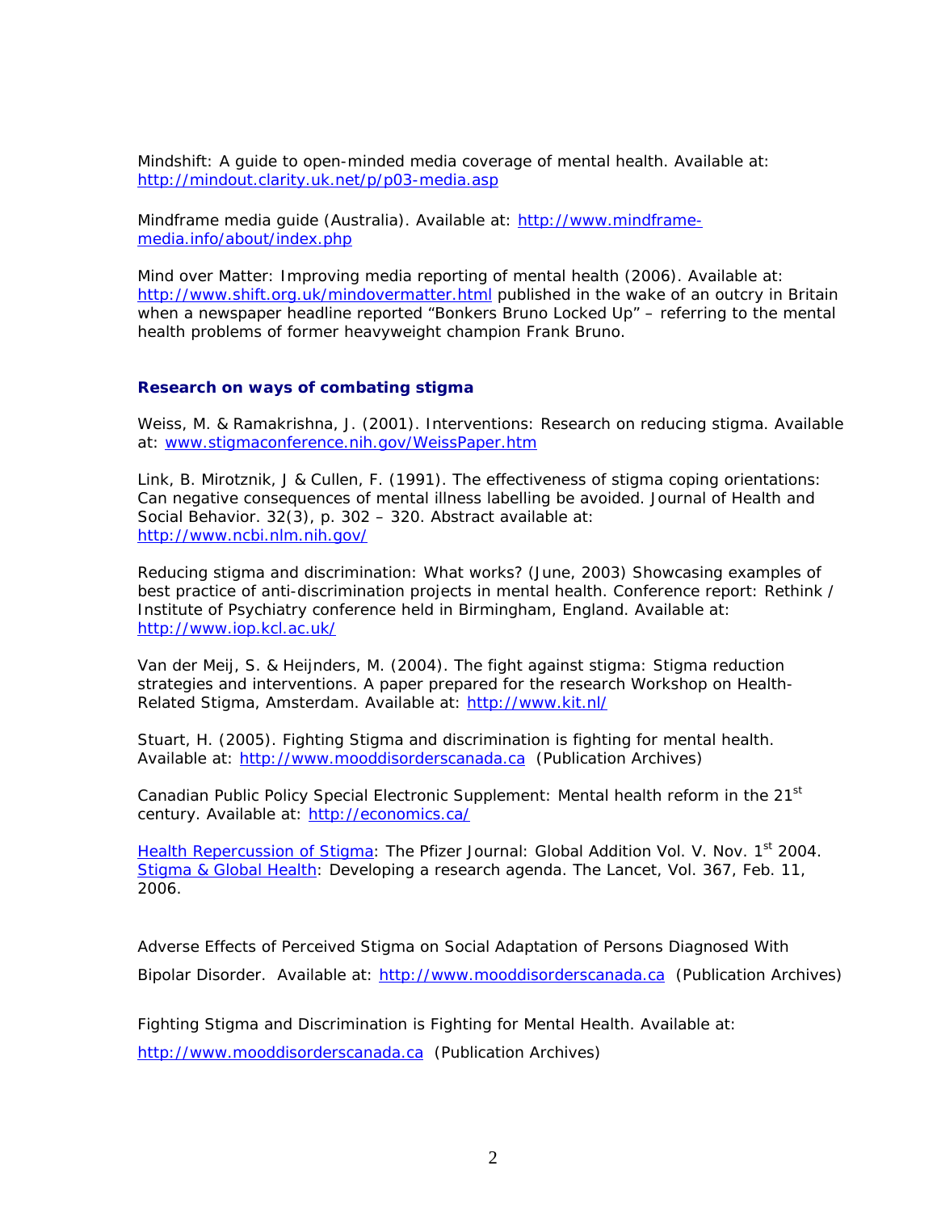Mindshift: A guide to open-minded media coverage of mental health. Available at: http://mindout.clarity.uk.net/p/p03-media.asp

Mindframe media guide (Australia). Available at: http://www.mindframe-media.info/about/index.php

Mind over Matter: Improving media reporting of mental health (2006). Available at: http://www.shift.org.uk/mindovermatter.html published in the wake of an outcry in Britain when a newspaper headline reported "Bonkers Bruno Locked Up" – referring to the mental health problems of former heavyweight champion Frank Bruno.

### Research on ways of combating stigma

Weiss, M. & Ramakrishna, J. (2001). Interventions: Research on reducing stigma. Available at: www.stigmaconference.nih.gov/WeissPaper.htm

Link, B. Mirotznik, J & Cullen, F. (1991). The effectiveness of stigma coping orientations: Can negative consequences of mental illness labelling be avoided. Journal of Health and Social Behavior. 32(3), p. 302 – 320. Abstract available at: http://www.ncbi.nlm.nih.gov/

Reducing stigma and discrimination: What works? (June, 2003) Showcasing examples of best practice of anti-discrimination projects in mental health. Conference report: Rethink / Institute of Psychiatry conference held in Birmingham, England. Available at: http://www.iop.kcl.ac.uk/

Van der Meij, S. & Heijnders, M. (2004). The fight against stigma: Stigma reduction strategies and interventions. A paper prepared for the research Workshop on Health-Related Stigma, Amsterdam. Available at: http://www.kit.nl/

Stuart, H. (2005). Fighting Stigma and discrimination is fighting for mental health. Available at: http://www.mooddisorderscanada.ca (Publication Archives)

Canadian Public Policy Special Electronic Supplement: Mental health reform in the 21st century. Available at: http://economics.ca/

Health Repercussion of Stigma: The Pfizer Journal: Global Addition Vol. V. Nov. 1st 2004.
Stigma & Global Health: Developing a research agenda. The Lancet, Vol. 367, Feb. 11, 2006.

Adverse Effects of Perceived Stigma on Social Adaptation of Persons Diagnosed With Bipolar Disorder. Available at: http://www.mooddisorderscanada.ca (Publication Archives)

Fighting Stigma and Discrimination is Fighting for Mental Health. Available at: http://www.mooddisorderscanada.ca (Publication Archives)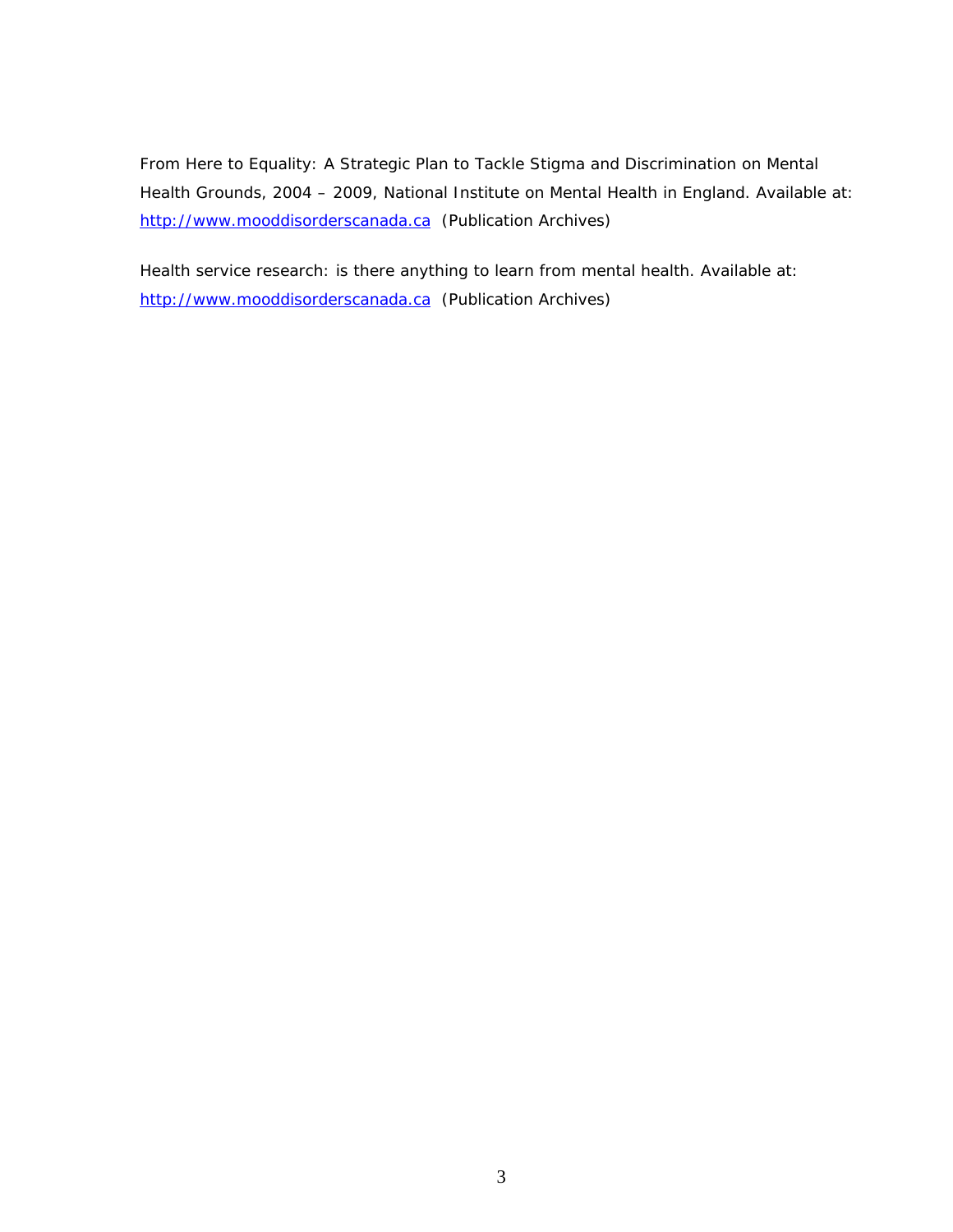From Here to Equality: A Strategic Plan to Tackle Stigma and Discrimination on Mental Health Grounds, 2004 – 2009, National Institute on Mental Health in England. Available at: http://www.mooddisorderscanada.ca (Publication Archives)

Health service research: is there anything to learn from mental health. Available at: http://www.mooddisorderscanada.ca (Publication Archives)